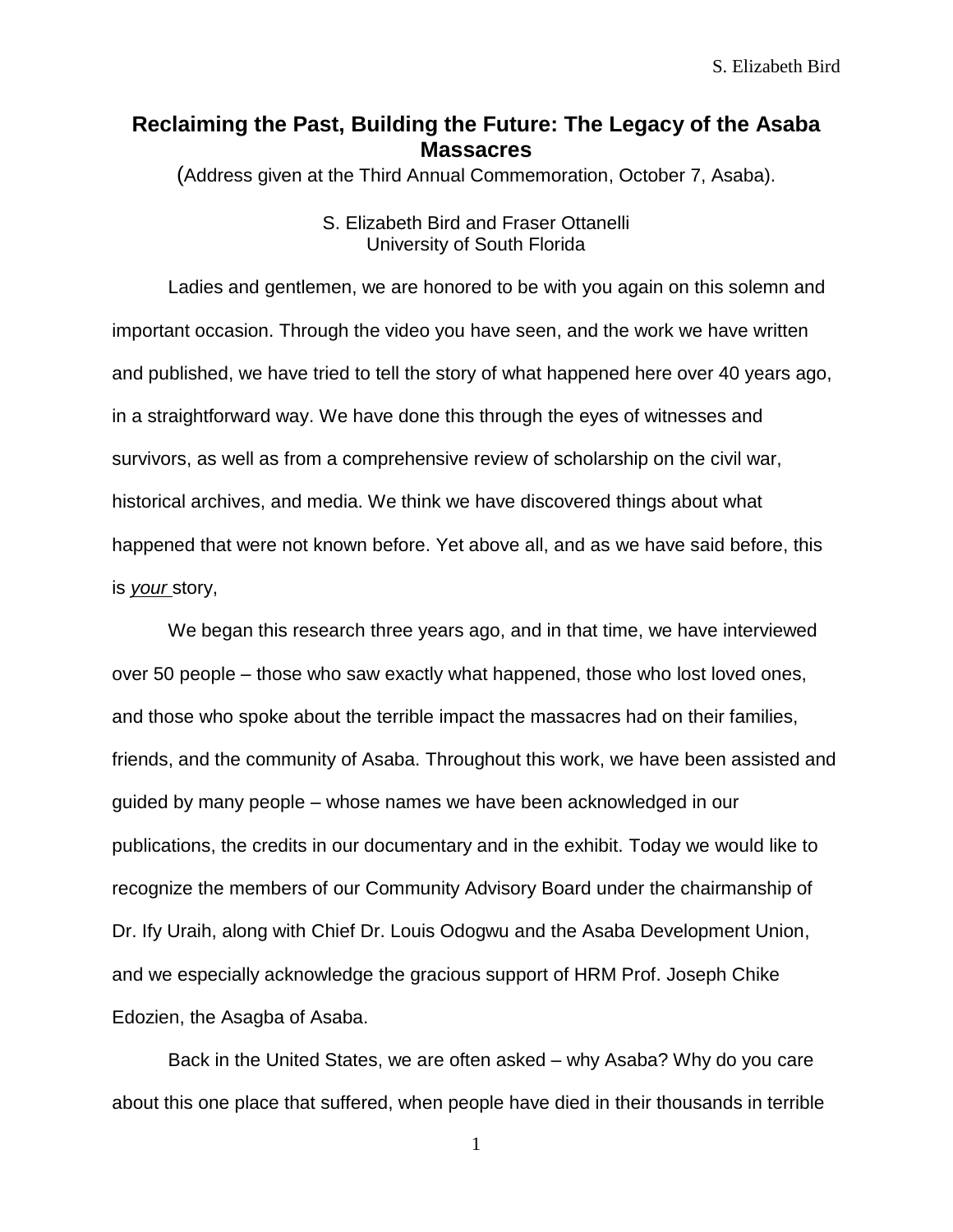# Reclaiming the Past, Building the Future: The Legacy of the Asaba Massacres

(Address given at the Third Annual Commemoration, October 7, Asaba).

S. Elizabeth Bird and Fraser Ottanelli
University of South Florida

Ladies and gentlemen, we are honored to be with you again on this solemn and important occasion. Through the video you have seen, and the work we have written and published, we have tried to tell the story of what happened here over 40 years ago, in a straightforward way. We have done this through the eyes of witnesses and survivors, as well as from a comprehensive review of scholarship on the civil war, historical archives, and media. We think we have discovered things about what happened that were not known before. Yet above all, and as we have said before, this is *your* story,

We began this research three years ago, and in that time, we have interviewed over 50 people – those who saw exactly what happened, those who lost loved ones, and those who spoke about the terrible impact the massacres had on their families, friends, and the community of Asaba. Throughout this work, we have been assisted and guided by many people – whose names we have been acknowledged in our publications, the credits in our documentary and in the exhibit. Today we would like to recognize the members of our Community Advisory Board under the chairmanship of Dr. Ify Uraih, along with Chief Dr. Louis Odogwu and the Asaba Development Union, and we especially acknowledge the gracious support of HRM Prof. Joseph Chike Edozien, the Asagba of Asaba.

Back in the United States, we are often asked – why Asaba? Why do you care about this one place that suffered, when people have died in their thousands in terrible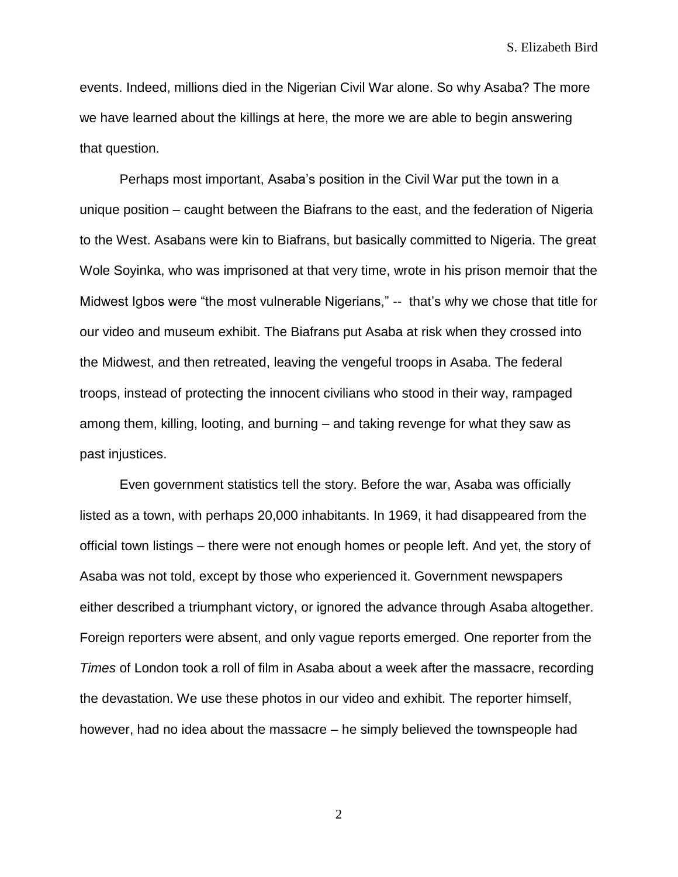events. Indeed, millions died in the Nigerian Civil War alone. So why Asaba? The more we have learned about the killings at here, the more we are able to begin answering that question.

Perhaps most important, Asaba's position in the Civil War put the town in a unique position – caught between the Biafrans to the east, and the federation of Nigeria to the West. Asabans were kin to Biafrans, but basically committed to Nigeria. The great Wole Soyinka, who was imprisoned at that very time, wrote in his prison memoir that the Midwest Igbos were "the most vulnerable Nigerians," -- that's why we chose that title for our video and museum exhibit. The Biafrans put Asaba at risk when they crossed into the Midwest, and then retreated, leaving the vengeful troops in Asaba. The federal troops, instead of protecting the innocent civilians who stood in their way, rampaged among them, killing, looting, and burning – and taking revenge for what they saw as past injustices.

Even government statistics tell the story. Before the war, Asaba was officially listed as a town, with perhaps 20,000 inhabitants. In 1969, it had disappeared from the official town listings – there were not enough homes or people left. And yet, the story of Asaba was not told, except by those who experienced it. Government newspapers either described a triumphant victory, or ignored the advance through Asaba altogether. Foreign reporters were absent, and only vague reports emerged. One reporter from the *Times* of London took a roll of film in Asaba about a week after the massacre, recording the devastation. We use these photos in our video and exhibit. The reporter himself, however, had no idea about the massacre – he simply believed the townspeople had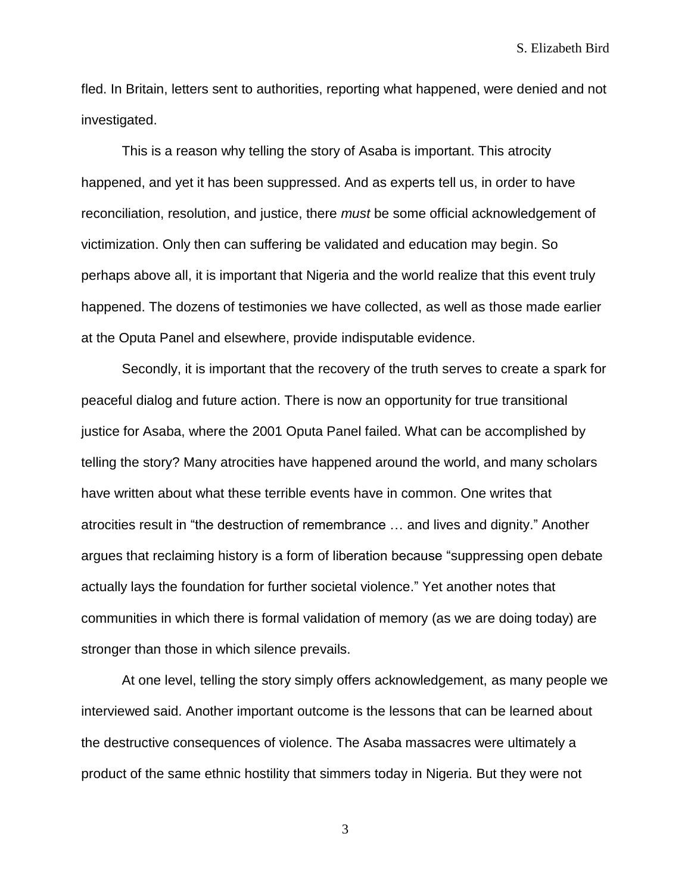fled. In Britain, letters sent to authorities, reporting what happened, were denied and not investigated.

This is a reason why telling the story of Asaba is important. This atrocity happened, and yet it has been suppressed. And as experts tell us, in order to have reconciliation, resolution, and justice, there *must* be some official acknowledgement of victimization. Only then can suffering be validated and education may begin. So perhaps above all, it is important that Nigeria and the world realize that this event truly happened. The dozens of testimonies we have collected, as well as those made earlier at the Oputa Panel and elsewhere, provide indisputable evidence.

Secondly, it is important that the recovery of the truth serves to create a spark for peaceful dialog and future action. There is now an opportunity for true transitional justice for Asaba, where the 2001 Oputa Panel failed. What can be accomplished by telling the story? Many atrocities have happened around the world, and many scholars have written about what these terrible events have in common. One writes that atrocities result in "the destruction of remembrance … and lives and dignity." Another argues that reclaiming history is a form of liberation because "suppressing open debate actually lays the foundation for further societal violence." Yet another notes that communities in which there is formal validation of memory (as we are doing today) are stronger than those in which silence prevails.

At one level, telling the story simply offers acknowledgement, as many people we interviewed said. Another important outcome is the lessons that can be learned about the destructive consequences of violence. The Asaba massacres were ultimately a product of the same ethnic hostility that simmers today in Nigeria. But they were not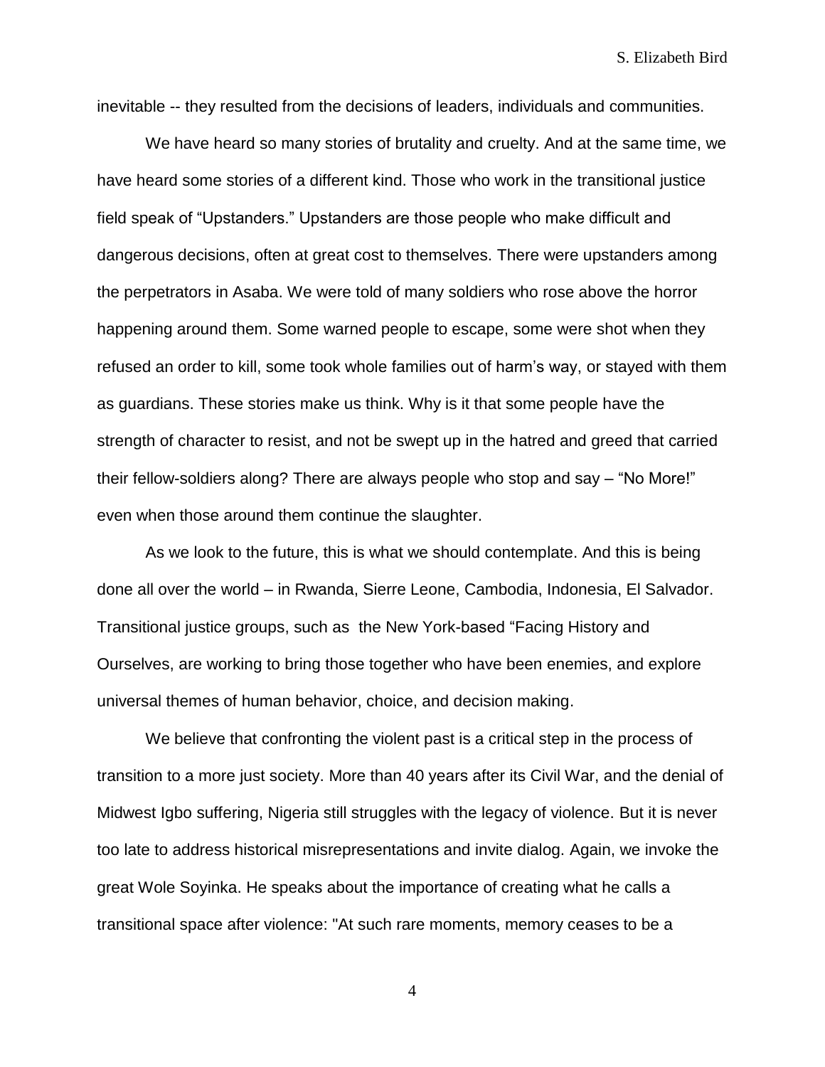inevitable -- they resulted from the decisions of leaders, individuals and communities.

We have heard so many stories of brutality and cruelty. And at the same time, we have heard some stories of a different kind. Those who work in the transitional justice field speak of "Upstanders." Upstanders are those people who make difficult and dangerous decisions, often at great cost to themselves. There were upstanders among the perpetrators in Asaba. We were told of many soldiers who rose above the horror happening around them. Some warned people to escape, some were shot when they refused an order to kill, some took whole families out of harm's way, or stayed with them as guardians. These stories make us think. Why is it that some people have the strength of character to resist, and not be swept up in the hatred and greed that carried their fellow-soldiers along? There are always people who stop and say – "No More!" even when those around them continue the slaughter.

As we look to the future, this is what we should contemplate. And this is being done all over the world – in Rwanda, Sierre Leone, Cambodia, Indonesia, El Salvador. Transitional justice groups, such as the New York-based "Facing History and Ourselves, are working to bring those together who have been enemies, and explore universal themes of human behavior, choice, and decision making.

We believe that confronting the violent past is a critical step in the process of transition to a more just society. More than 40 years after its Civil War, and the denial of Midwest Igbo suffering, Nigeria still struggles with the legacy of violence. But it is never too late to address historical misrepresentations and invite dialog. Again, we invoke the great Wole Soyinka. He speaks about the importance of creating what he calls a transitional space after violence: "At such rare moments, memory ceases to be a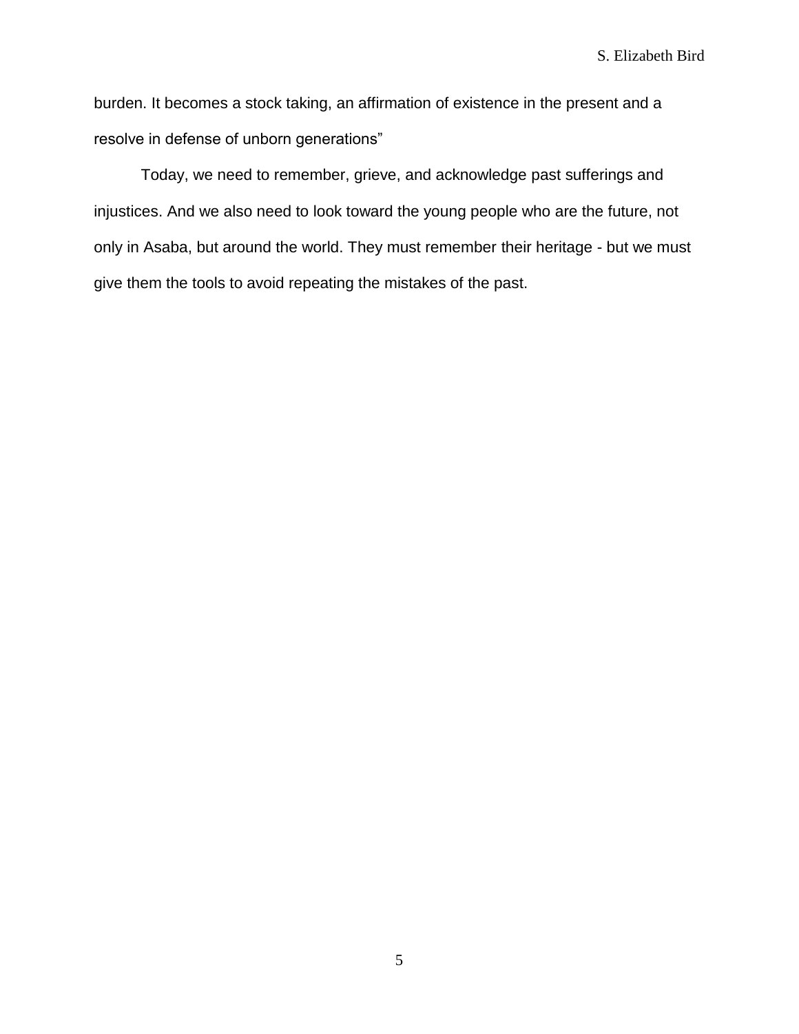burden. It becomes a stock taking, an affirmation of existence in the present and a resolve in defense of unborn generations"

Today, we need to remember, grieve, and acknowledge past sufferings and injustices. And we also need to look toward the young people who are the future, not only in Asaba, but around the world. They must remember their heritage - but we must give them the tools to avoid repeating the mistakes of the past.